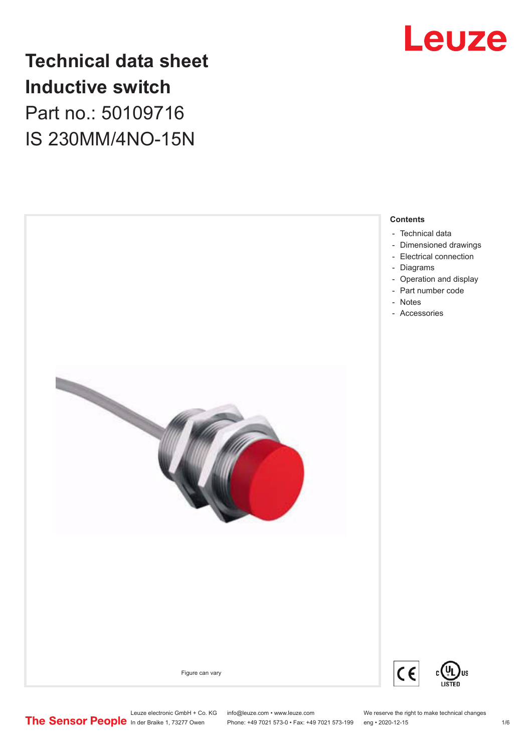# Technical data sheet
# Inductive switch

Part no.: 50109716

IS 230MM/4NO-15N

Leuze

Figure can vary

**Contents**

- Technical data
- Dimensioned drawings
- Electrical connection
- Diagrams
- Operation and display
- Part number code
- Notes
- Accessories

The Sensor People

Leuze electronic GmbH + Co. KG
In der Braike 1, 73277 Owen

info@leuze.com • www.leuze.com
Phone: +49 7021 573-0 • Fax: +49 7021 573-199

We reserve the right to make technical changes
eng • 2020-12-15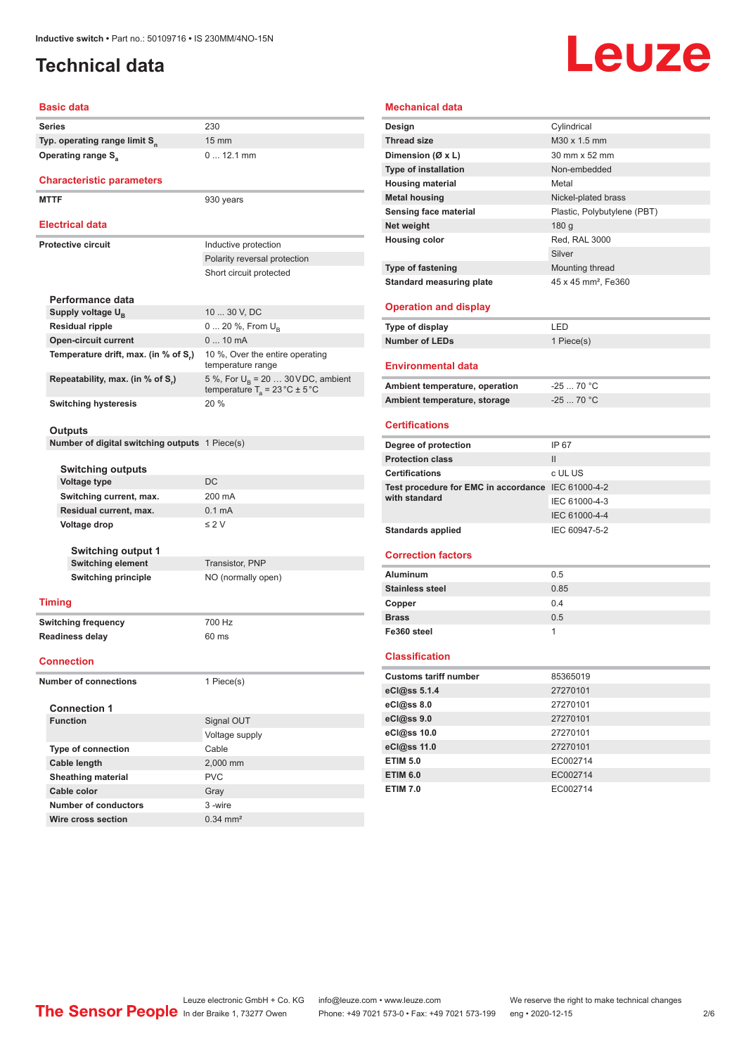# Technical data

## Basic data

| | |
|---|---|
| Series | 230 |
| Typ. operating range limit $S_n$ | 15 mm |
| Operating range $S_a$ | 0 ... 12.1 mm |

## Characteristic parameters

| | |
|---|---|
| MTTF | 930 years |

## Electrical data

| | |
|---|---|
| Protective circuit | Inductive protection |
| | Polarity reversal protection |
| | Short circuit protected |

### Performance data

| | |
|---|---|
| Supply voltage $U_B$ | 10 ... 30 V, DC |
| Residual ripple | 0 ... 20 %, From $U_B$ |
| Open-circuit current | 0 ... 10 mA |
| Temperature drift, max. (in % of $S_r$) | 10 %, Over the entire operating temperature range |
| Repeatability, max. (in % of $S_r$) | 5 %, For $U_B$ = 20 … 30 V DC, ambient temperature $T_a$ = 23 °C ± 5 °C |
| Switching hysteresis | 20 % |

### Outputs

| | |
|---|---|
| Number of digital switching outputs | 1 Piece(s) |

#### Switching outputs

| | |
|---|---|
| Voltage type | DC |
| Switching current, max. | 200 mA |
| Residual current, max. | 0.1 mA |
| Voltage drop | ≤ 2 V |

##### Switching output 1

| | |
|---|---|
| Switching element | Transistor, PNP |
| Switching principle | NO (normally open) |

## Timing

| | |
|---|---|
| Switching frequency | 700 Hz |
| Readiness delay | 60 ms |

## Connection

| | |
|---|---|
| Number of connections | 1 Piece(s) |

### Connection 1

| | |
|---|---|
| Function | Signal OUT |
| | Voltage supply |
| Type of connection | Cable |
| Cable length | 2,000 mm |
| Sheathing material | PVC |
| Cable color | Gray |
| Number of conductors | 3 -wire |
| Wire cross section | 0.34 mm² |

## Mechanical data

| | |
|---|---|
| Design | Cylindrical |
| Thread size | M30 x 1.5 mm |
| Dimension (Ø x L) | 30 mm x 52 mm |
| Type of installation | Non-embedded |
| Housing material | Metal |
| Metal housing | Nickel-plated brass |
| Sensing face material | Plastic, Polybutylene (PBT) |
| Net weight | 180 g |
| Housing color | Red, RAL 3000 |
| | Silver |
| Type of fastening | Mounting thread |
| Standard measuring plate | 45 x 45 mm², Fe360 |

## Operation and display

| | |
|---|---|
| Type of display | LED |
| Number of LEDs | 1 Piece(s) |

## Environmental data

| | |
|---|---|
| Ambient temperature, operation | -25 ... 70 °C |
| Ambient temperature, storage | -25 ... 70 °C |

## Certifications

| | |
|---|---|
| Degree of protection | IP 67 |
| Protection class | II |
| Certifications | c UL US |
| Test procedure for EMC in accordance with standard | IEC 61000-4-2 |
| | IEC 61000-4-3 |
| | IEC 61000-4-4 |
| Standards applied | IEC 60947-5-2 |

## Correction factors

| | |
|---|---|
| Aluminum | 0.5 |
| Stainless steel | 0.85 |
| Copper | 0.4 |
| Brass | 0.5 |
| Fe360 steel | 1 |

## Classification

| | |
|---|---|
| Customs tariff number | 85365019 |
| eCl@ss 5.1.4 | 27270101 |
| eCl@ss 8.0 | 27270101 |
| eCl@ss 9.0 | 27270101 |
| eCl@ss 10.0 | 27270101 |
| eCl@ss 11.0 | 27270101 |
| ETIM 5.0 | EC002714 |
| ETIM 6.0 | EC002714 |
| ETIM 7.0 | EC002714 |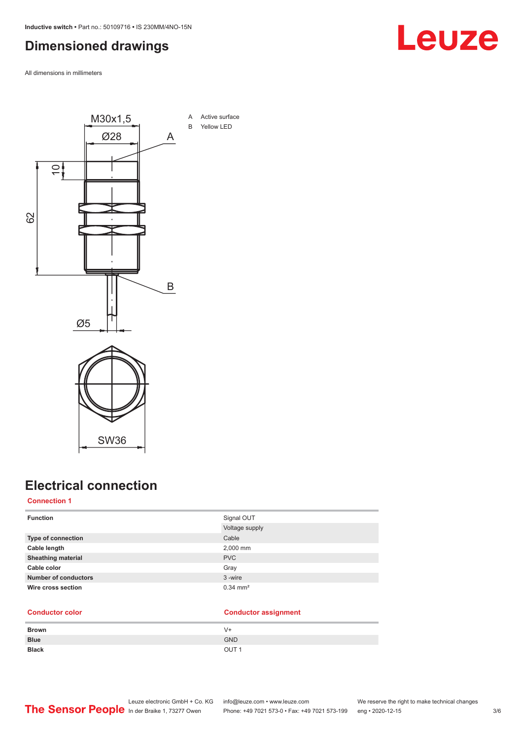## Dimensioned drawings

All dimensions in millimeters

A Active surface
B Yellow LED

## Electrical connection

### Connection 1

| Function | Signal OUT |
|---|---|
| | Voltage supply |
| **Type of connection** | Cable |
| **Cable length** | 2,000 mm |
| **Sheathing material** | PVC |
| **Cable color** | Gray |
| **Number of conductors** | 3 -wire |
| **Wire cross section** | 0.34 mm² |

| Conductor color | Conductor assignment |
|---|---|
| **Brown** | V+ |
| **Blue** | GND |
| **Black** | OUT 1 |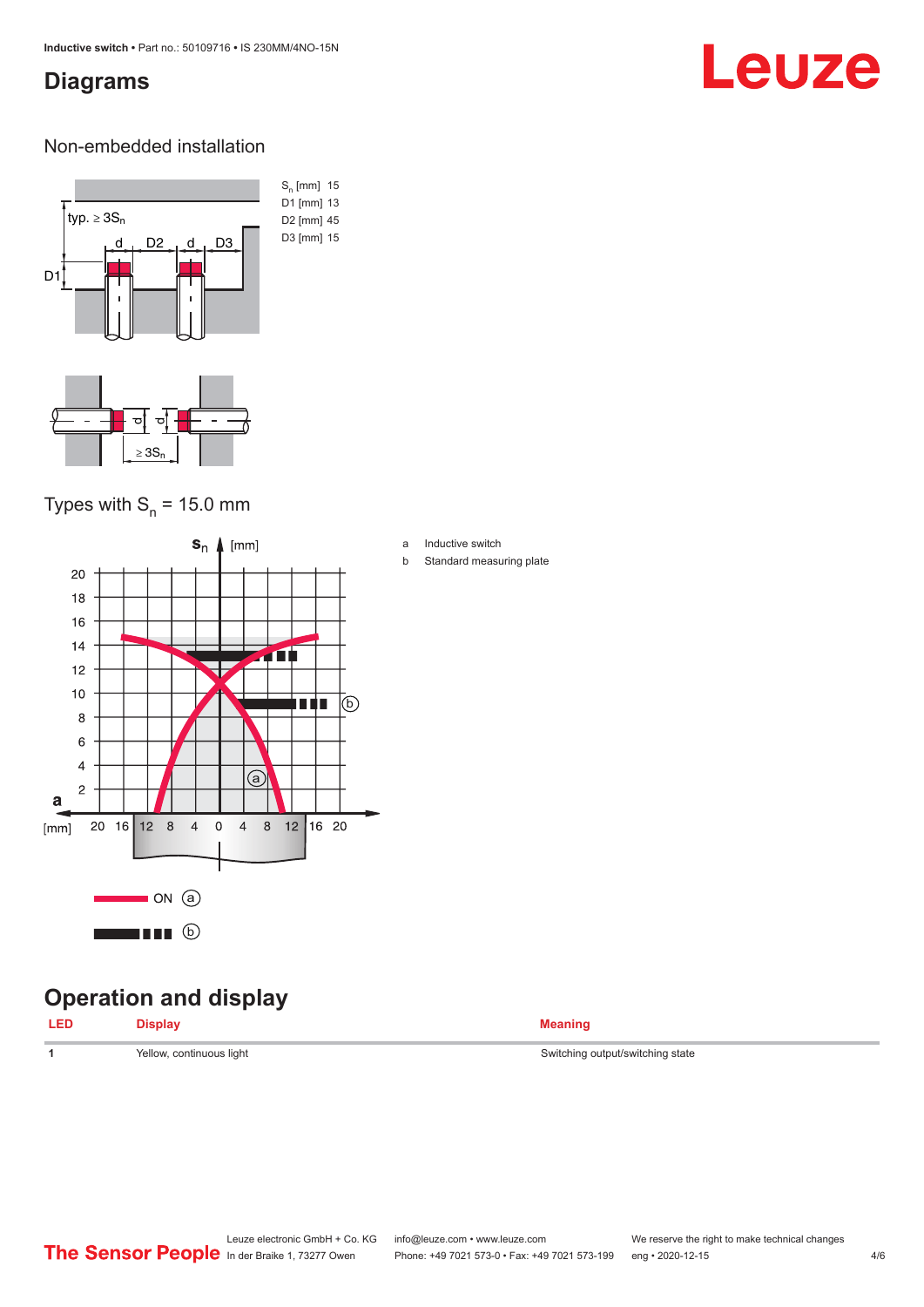# Diagrams

## Non-embedded installation

| | |
|---|---|
| $S_n$ [mm] | 15 |
| D1 [mm] | 13 |
| D2 [mm] | 45 |
| D3 [mm] | 15 |

## Types with $S_n$ = 15.0 mm

a Inductive switch

b Standard measuring plate

# Operation and display

| LED | Display | Meaning |
|---|---|---|
| 1 | Yellow, continuous light | Switching output/switching state |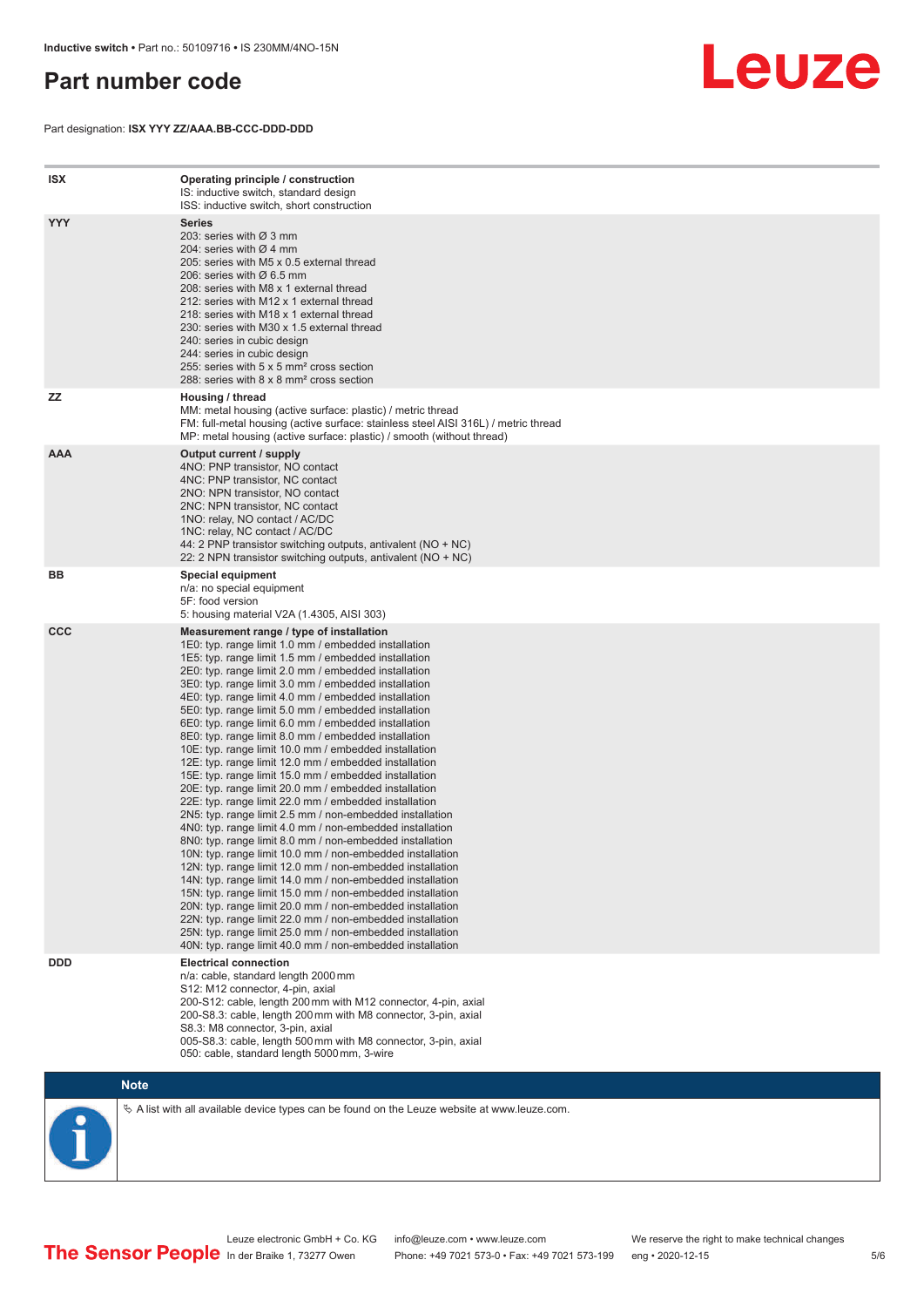# Part number code

Part designation: **ISX YYY ZZ/AAA.BB-CCC-DDD-DDD**

| | |
|---|---|
| **ISX** | **Operating principle / construction**<br>IS: inductive switch, standard design<br>ISS: inductive switch, short construction |
| **YYY** | **Series**<br>203: series with Ø 3 mm<br>204: series with Ø 4 mm<br>205: series with M5 x 0.5 external thread<br>206: series with Ø 6.5 mm<br>208: series with M8 x 1 external thread<br>212: series with M12 x 1 external thread<br>218: series with M18 x 1 external thread<br>230: series with M30 x 1.5 external thread<br>240: series in cubic design<br>244: series in cubic design<br>255: series with 5 x 5 mm² cross section<br>288: series with 8 x 8 mm² cross section |
| **ZZ** | **Housing / thread**<br>MM: metal housing (active surface: plastic) / metric thread<br>FM: full-metal housing (active surface: stainless steel AISI 316L) / metric thread<br>MP: metal housing (active surface: plastic) / smooth (without thread) |
| **AAA** | **Output current / supply**<br>4NO: PNP transistor, NO contact<br>4NC: PNP transistor, NC contact<br>2NO: NPN transistor, NO contact<br>2NC: NPN transistor, NC contact<br>1NO: relay, NO contact / AC/DC<br>1NC: relay, NC contact / AC/DC<br>44: 2 PNP transistor switching outputs, antivalent (NO + NC)<br>22: 2 NPN transistor switching outputs, antivalent (NO + NC) |
| **BB** | **Special equipment**<br>n/a: no special equipment<br>5F: food version<br>5: housing material V2A (1.4305, AISI 303) |
| **CCC** | **Measurement range / type of installation**<br>1E0: typ. range limit 1.0 mm / embedded installation<br>1E5: typ. range limit 1.5 mm / embedded installation<br>2E0: typ. range limit 2.0 mm / embedded installation<br>3E0: typ. range limit 3.0 mm / embedded installation<br>4E0: typ. range limit 4.0 mm / embedded installation<br>5E0: typ. range limit 5.0 mm / embedded installation<br>6E0: typ. range limit 6.0 mm / embedded installation<br>8E0: typ. range limit 8.0 mm / embedded installation<br>10E: typ. range limit 10.0 mm / embedded installation<br>12E: typ. range limit 12.0 mm / embedded installation<br>15E: typ. range limit 15.0 mm / embedded installation<br>20E: typ. range limit 20.0 mm / embedded installation<br>22E: typ. range limit 22.0 mm / embedded installation<br>2N5: typ. range limit 2.5 mm / non-embedded installation<br>4N0: typ. range limit 4.0 mm / non-embedded installation<br>8N0: typ. range limit 8.0 mm / non-embedded installation<br>10N: typ. range limit 10.0 mm / non-embedded installation<br>12N: typ. range limit 12.0 mm / non-embedded installation<br>14N: typ. range limit 14.0 mm / non-embedded installation<br>15N: typ. range limit 15.0 mm / non-embedded installation<br>20N: typ. range limit 20.0 mm / non-embedded installation<br>22N: typ. range limit 22.0 mm / non-embedded installation<br>25N: typ. range limit 25.0 mm / non-embedded installation<br>40N: typ. range limit 40.0 mm / non-embedded installation |
| **DDD** | **Electrical connection**<br>n/a: cable, standard length 2000 mm<br>S12: M12 connector, 4-pin, axial<br>200-S12: cable, length 200 mm with M12 connector, 4-pin, axial<br>200-S8.3: cable, length 200 mm with M8 connector, 3-pin, axial<br>S8.3: M8 connector, 3-pin, axial<br>005-S8.3: cable, length 500 mm with M8 connector, 3-pin, axial<br>050: cable, standard length 5000 mm, 3-wire |

**Note**

↳ A list with all available device types can be found on the Leuze website at www.leuze.com.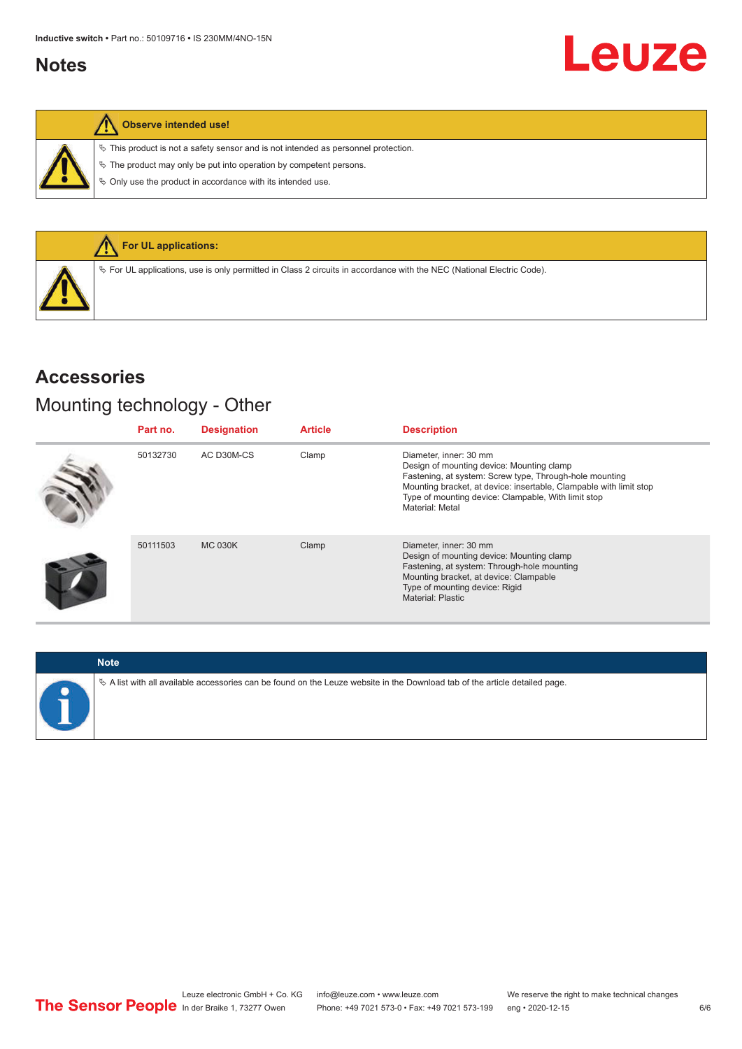## Notes

**Observe intended use!**

- This product is not a safety sensor and is not intended as personnel protection.
- The product may only be put into operation by competent persons.
- Only use the product in accordance with its intended use.

**For UL applications:**

- For UL applications, use is only permitted in Class 2 circuits in accordance with the NEC (National Electric Code).

## Accessories

### Mounting technology - Other

| | Part no. | Designation | Article | Description |
|---|---|---|---|---|
| | 50132730 | AC D30M-CS | Clamp | Diameter, inner: 30 mm<br>Design of mounting device: Mounting clamp<br>Fastening, at system: Screw type, Through-hole mounting<br>Mounting bracket, at device: insertable, Clampable with limit stop<br>Type of mounting device: Clampable, With limit stop<br>Material: Metal |
| | 50111503 | MC 030K | Clamp | Diameter, inner: 30 mm<br>Design of mounting device: Mounting clamp<br>Fastening, at system: Through-hole mounting<br>Mounting bracket, at device: Clampable<br>Type of mounting device: Rigid<br>Material: Plastic |

**Note**

- A list with all available accessories can be found on the Leuze website in the Download tab of the article detailed page.